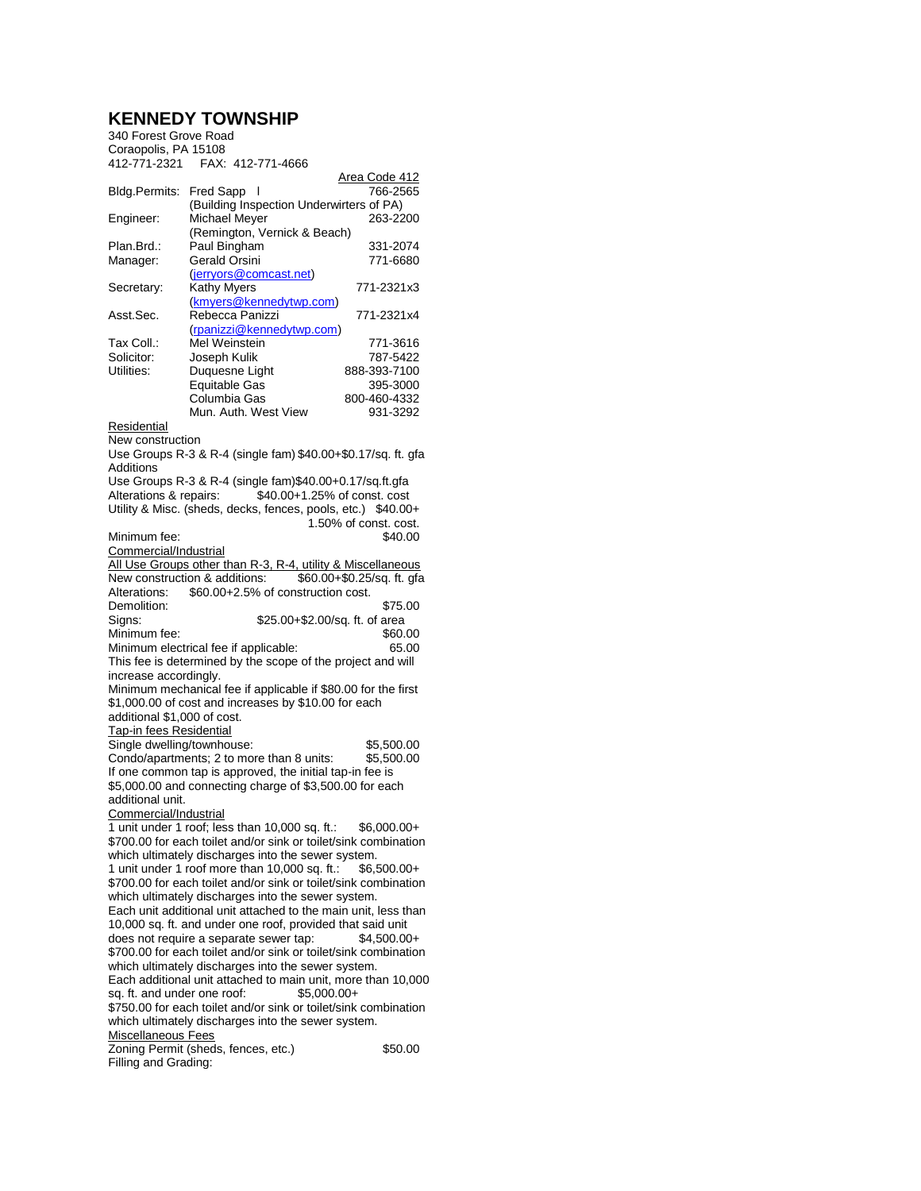# KENNEDY TOWNSHIP

340 Forest Grove Road
Coraopolis, PA 15108
412-771-2321 FAX: 412-771-4666

| | | Area Code 412 |
|---|---|---|
| Bldg.Permits: | Fred Sapp l (Building Inspection Underwirters of PA) | 766-2565 |
| Engineer: | Michael Meyer (Remington, Vernick & Beach) | 263-2200 |
| Plan.Brd.: | Paul Bingham | 331-2074 |
| Manager: | Gerald Orsini (jerryors@comcast.net) | 771-6680 |
| Secretary: | Kathy Myers (kmyers@kennedytwp.com) | 771-2321x3 |
| Asst.Sec. | Rebecca Panizzi (rpanizzi@kennedytwp.com) | 771-2321x4 |
| Tax Coll.: | Mel Weinstein | 771-3616 |
| Solicitor: | Joseph Kulik | 787-5422 |
| Utilities: | Duquesne Light | 888-393-7100 |
| | Equitable Gas | 395-3000 |
| | Columbia Gas | 800-460-4332 |
| | Mun. Auth. West View | 931-3292 |

Residential

New construction
Use Groups R-3 & R-4 (single fam) $40.00+$0.17/sq. ft. gfa

Additions
Use Groups R-3 & R-4 (single fam)$40.00+0.17/sq.ft.gfa

Alterations & repairs: $40.00+1.25% of const. cost

Utility & Misc. (sheds, decks, fences, pools, etc.) $40.00+ 1.50% of const. cost.

Minimum fee: $40.00

Commercial/Industrial

All Use Groups other than R-3, R-4, utility & Miscellaneous

New construction & additions: $60.00+$0.25/sq. ft. gfa

Alterations: $60.00+2.5% of construction cost.

Demolition: $75.00

Signs: $25.00+$2.00/sq. ft. of area

Minimum fee: $60.00

Minimum electrical fee if applicable: 65.00
This fee is determined by the scope of the project and will increase accordingly.

Minimum mechanical fee if applicable if $80.00 for the first $1,000.00 of cost and increases by $10.00 for each additional $1,000 of cost.

Tap-in fees Residential

Single dwelling/townhouse: $5,500.00

Condo/apartments; 2 to more than 8 units: $5,500.00

If one common tap is approved, the initial tap-in fee is $5,000.00 and connecting charge of $3,500.00 for each additional unit.

Commercial/Industrial

1 unit under 1 roof; less than 10,000 sq. ft.: $6,000.00+ $700.00 for each toilet and/or sink or toilet/sink combination which ultimately discharges into the sewer system.

1 unit under 1 roof more than 10,000 sq. ft.: $6,500.00+ $700.00 for each toilet and/or sink or toilet/sink combination which ultimately discharges into the sewer system.

Each unit additional unit attached to the main unit, less than 10,000 sq. ft. and under one roof, provided that said unit does not require a separate sewer tap: $4,500.00+ $700.00 for each toilet and/or sink or toilet/sink combination which ultimately discharges into the sewer system.

Each additional unit attached to main unit, more than 10,000 sq. ft. and under one roof: $5,000.00+ $750.00 for each toilet and/or sink or toilet/sink combination which ultimately discharges into the sewer system.

Miscellaneous Fees

Zoning Permit (sheds, fences, etc.) $50.00

Filling and Grading: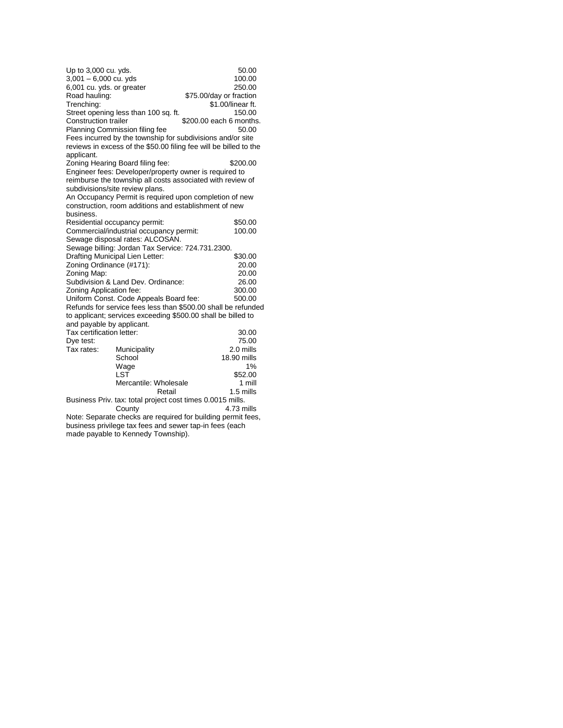| | |
|---|---|
| Up to 3,000 cu. yds. | 50.00 |
| 3,001 – 6,000 cu. yds | 100.00 |
| 6,001 cu. yds. or greater | 250.00 |
| Road hauling: | $75.00/day or fraction |
| Trenching: | $1.00/linear ft. |
| Street opening less than 100 sq. ft. | 150.00 |
| Construction trailer | $200.00 each 6 months. |
| Planning Commission filing fee | 50.00 |

Fees incurred by the township for subdivisions and/or site reviews in excess of the $50.00 filing fee will be billed to the applicant.

| | |
|---|---|
| Zoning Hearing Board filing fee: | $200.00 |

Engineer fees: Developer/property owner is required to reimburse the township all costs associated with review of subdivisions/site review plans.

An Occupancy Permit is required upon completion of new construction, room additions and establishment of new business.

| | |
|---|---|
| Residential occupancy permit: | $50.00 |
| Commercial/industrial occupancy permit: | 100.00 |

Sewage disposal rates: ALCOSAN.

Sewage billing: Jordan Tax Service: 724.731.2300.

| | |
|---|---|
| Drafting Municipal Lien Letter: | $30.00 |
| Zoning Ordinance (#171): | 20.00 |
| Zoning Map: | 20.00 |
| Subdivision & Land Dev. Ordinance: | 26.00 |
| Zoning Application fee: | 300.00 |
| Uniform Const. Code Appeals Board fee: | 500.00 |

Refunds for service fees less than $500.00 shall be refunded to applicant; services exceeding $500.00 shall be billed to and payable by applicant.

| | | |
|---|---|---|
| Tax certification letter: | | 30.00 |
| Dye test: | | 75.00 |
| Tax rates: | Municipality | 2.0 mills |
| | School | 18.90 mills |
| | Wage | 1% |
| | LST | $52.00 |
| | Mercantile: Wholesale | 1 mill |
| | Retail | 1.5 mills |

Business Priv. tax: total project cost times 0.0015 mills.

| | |
|---|---|
| County | 4.73 mills |

Note: Separate checks are required for building permit fees, business privilege tax fees and sewer tap-in fees (each made payable to Kennedy Township).